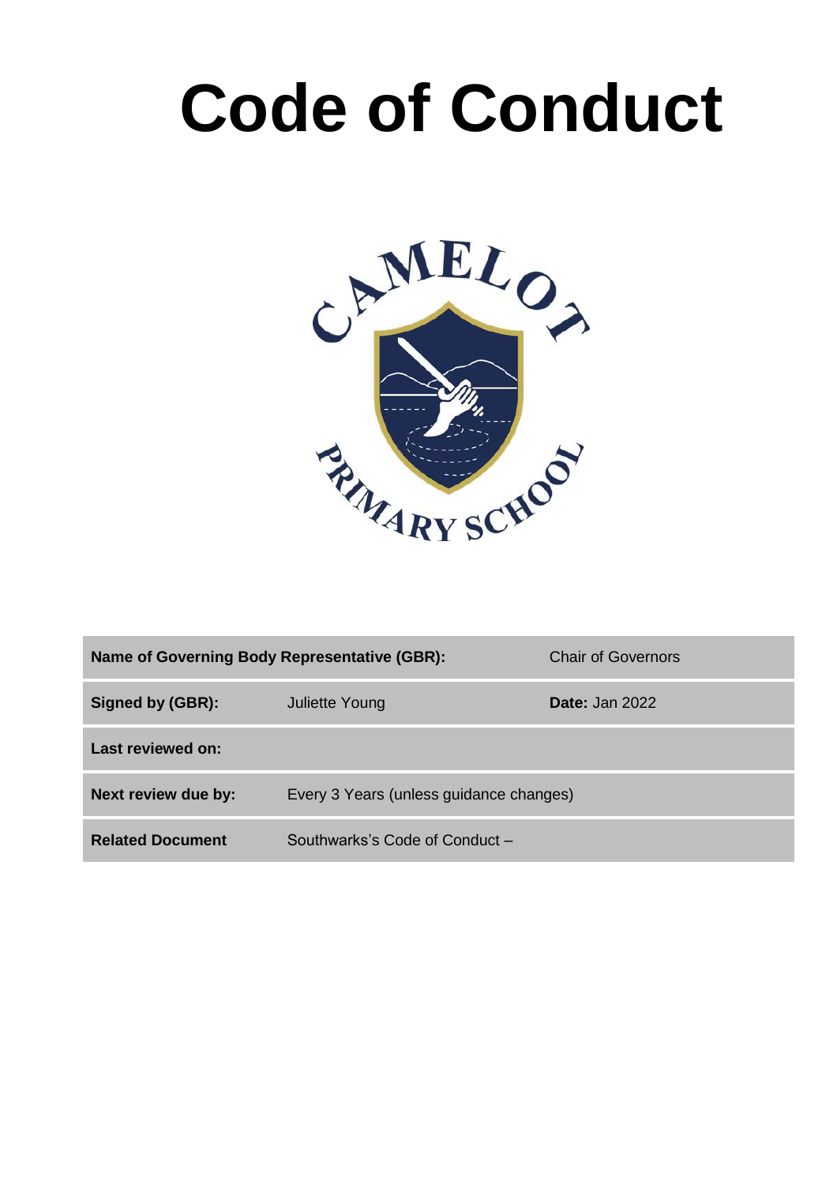# Code of Conduct

CAMELOT PRIMARY SCHOOL

| | | |
|---|---|---|
| **Name of Governing Body Representative (GBR):** | | Chair of Governors |
| **Signed by (GBR):** | Juliette Young | **Date:** Jan 2022 |
| **Last reviewed on:** | | |
| **Next review due by:** | Every 3 Years (unless guidance changes) | |
| **Related Document** | Southwarks's Code of Conduct – | |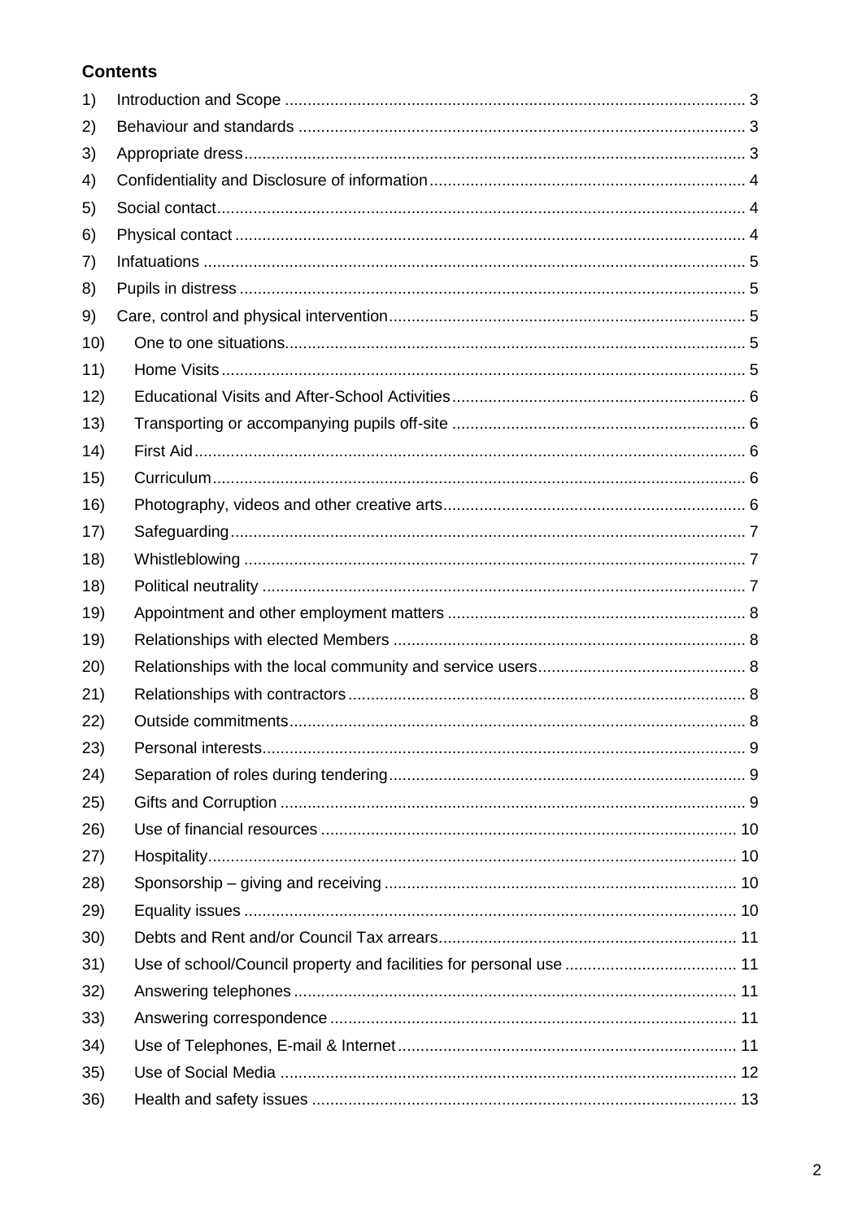**Contents**

1) Introduction and Scope ..... 3
2) Behaviour and standards ..... 3
3) Appropriate dress ..... 3
4) Confidentiality and Disclosure of information ..... 4
5) Social contact ..... 4
6) Physical contact ..... 4
7) Infatuations ..... 5
8) Pupils in distress ..... 5
9) Care, control and physical intervention ..... 5
10) One to one situations ..... 5
11) Home Visits ..... 5
12) Educational Visits and After-School Activities ..... 6
13) Transporting or accompanying pupils off-site ..... 6
14) First Aid ..... 6
15) Curriculum ..... 6
16) Photography, videos and other creative arts ..... 6
17) Safeguarding ..... 7
18) Whistleblowing ..... 7
18) Political neutrality ..... 7
19) Appointment and other employment matters ..... 8
19) Relationships with elected Members ..... 8
20) Relationships with the local community and service users ..... 8
21) Relationships with contractors ..... 8
22) Outside commitments ..... 8
23) Personal interests ..... 9
24) Separation of roles during tendering ..... 9
25) Gifts and Corruption ..... 9
26) Use of financial resources ..... 10
27) Hospitality ..... 10
28) Sponsorship – giving and receiving ..... 10
29) Equality issues ..... 10
30) Debts and Rent and/or Council Tax arrears ..... 11
31) Use of school/Council property and facilities for personal use ..... 11
32) Answering telephones ..... 11
33) Answering correspondence ..... 11
34) Use of Telephones, E-mail & Internet ..... 11
35) Use of Social Media ..... 12
36) Health and safety issues ..... 13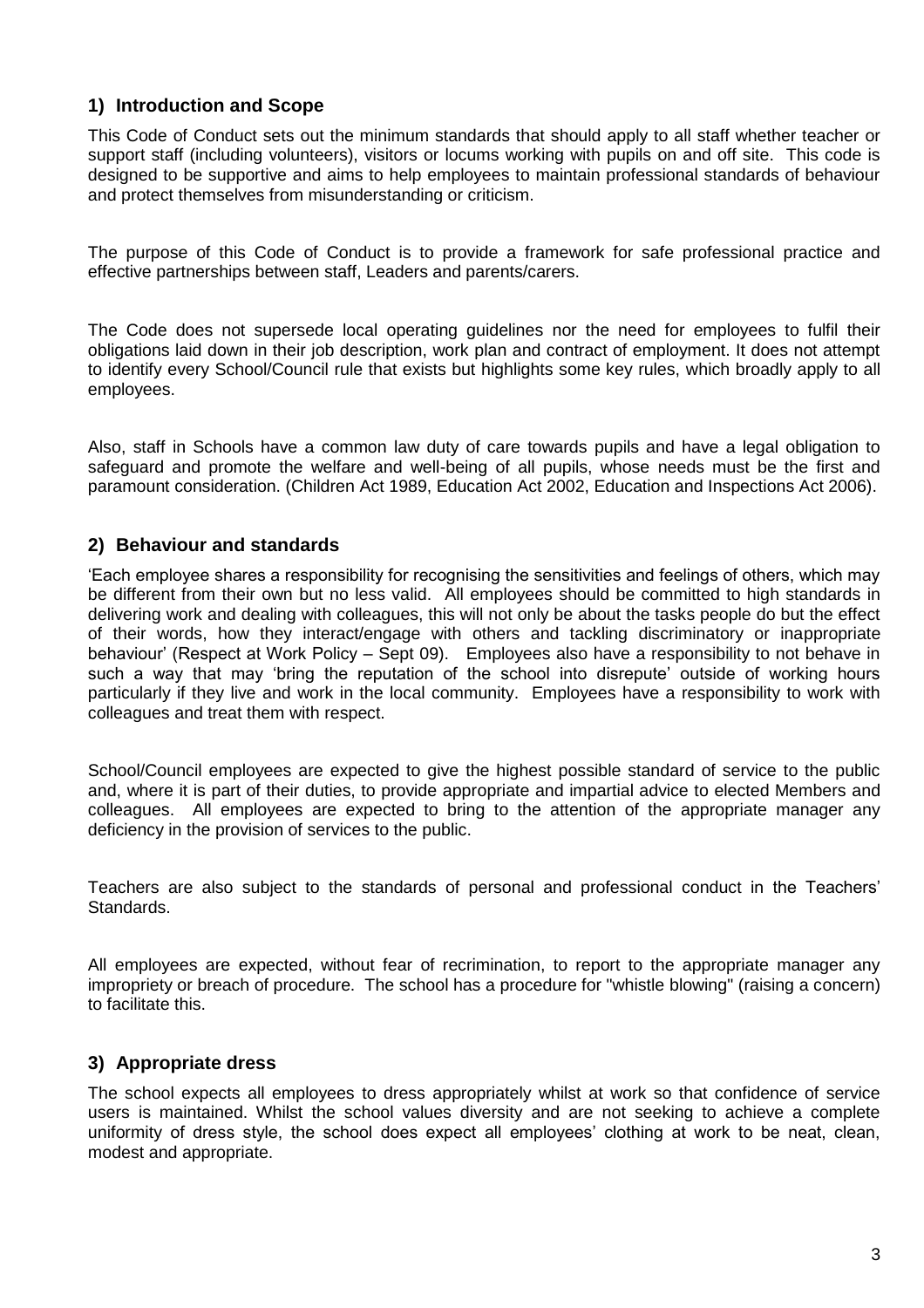## 1) Introduction and Scope

This Code of Conduct sets out the minimum standards that should apply to all staff whether teacher or support staff (including volunteers), visitors or locums working with pupils on and off site. This code is designed to be supportive and aims to help employees to maintain professional standards of behaviour and protect themselves from misunderstanding or criticism.

The purpose of this Code of Conduct is to provide a framework for safe professional practice and effective partnerships between staff, Leaders and parents/carers.

The Code does not supersede local operating guidelines nor the need for employees to fulfil their obligations laid down in their job description, work plan and contract of employment. It does not attempt to identify every School/Council rule that exists but highlights some key rules, which broadly apply to all employees.

Also, staff in Schools have a common law duty of care towards pupils and have a legal obligation to safeguard and promote the welfare and well-being of all pupils, whose needs must be the first and paramount consideration. (Children Act 1989, Education Act 2002, Education and Inspections Act 2006).

## 2) Behaviour and standards

'Each employee shares a responsibility for recognising the sensitivities and feelings of others, which may be different from their own but no less valid. All employees should be committed to high standards in delivering work and dealing with colleagues, this will not only be about the tasks people do but the effect of their words, how they interact/engage with others and tackling discriminatory or inappropriate behaviour' (Respect at Work Policy – Sept 09). Employees also have a responsibility to not behave in such a way that may 'bring the reputation of the school into disrepute' outside of working hours particularly if they live and work in the local community. Employees have a responsibility to work with colleagues and treat them with respect.

School/Council employees are expected to give the highest possible standard of service to the public and, where it is part of their duties, to provide appropriate and impartial advice to elected Members and colleagues. All employees are expected to bring to the attention of the appropriate manager any deficiency in the provision of services to the public.

Teachers are also subject to the standards of personal and professional conduct in the Teachers' Standards.

All employees are expected, without fear of recrimination, to report to the appropriate manager any impropriety or breach of procedure. The school has a procedure for "whistle blowing" (raising a concern) to facilitate this.

## 3) Appropriate dress

The school expects all employees to dress appropriately whilst at work so that confidence of service users is maintained. Whilst the school values diversity and are not seeking to achieve a complete uniformity of dress style, the school does expect all employees' clothing at work to be neat, clean, modest and appropriate.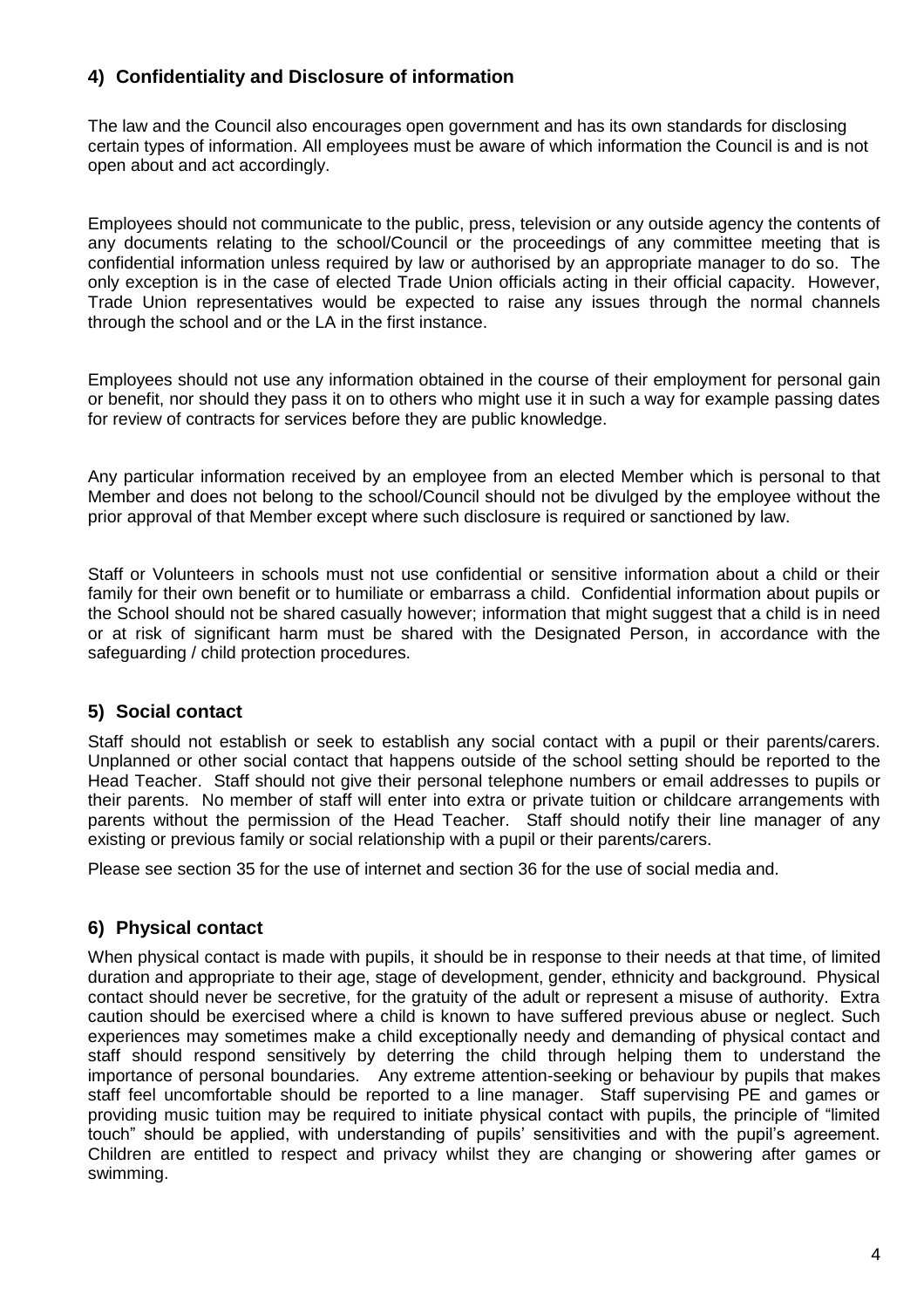## 4) Confidentiality and Disclosure of information

The law and the Council also encourages open government and has its own standards for disclosing certain types of information. All employees must be aware of which information the Council is and is not open about and act accordingly.

Employees should not communicate to the public, press, television or any outside agency the contents of any documents relating to the school/Council or the proceedings of any committee meeting that is confidential information unless required by law or authorised by an appropriate manager to do so. The only exception is in the case of elected Trade Union officials acting in their official capacity. However, Trade Union representatives would be expected to raise any issues through the normal channels through the school and or the LA in the first instance.

Employees should not use any information obtained in the course of their employment for personal gain or benefit, nor should they pass it on to others who might use it in such a way for example passing dates for review of contracts for services before they are public knowledge.

Any particular information received by an employee from an elected Member which is personal to that Member and does not belong to the school/Council should not be divulged by the employee without the prior approval of that Member except where such disclosure is required or sanctioned by law.

Staff or Volunteers in schools must not use confidential or sensitive information about a child or their family for their own benefit or to humiliate or embarrass a child. Confidential information about pupils or the School should not be shared casually however; information that might suggest that a child is in need or at risk of significant harm must be shared with the Designated Person, in accordance with the safeguarding / child protection procedures.

## 5) Social contact

Staff should not establish or seek to establish any social contact with a pupil or their parents/carers. Unplanned or other social contact that happens outside of the school setting should be reported to the Head Teacher. Staff should not give their personal telephone numbers or email addresses to pupils or their parents. No member of staff will enter into extra or private tuition or childcare arrangements with parents without the permission of the Head Teacher. Staff should notify their line manager of any existing or previous family or social relationship with a pupil or their parents/carers.

Please see section 35 for the use of internet and section 36 for the use of social media and.

## 6) Physical contact

When physical contact is made with pupils, it should be in response to their needs at that time, of limited duration and appropriate to their age, stage of development, gender, ethnicity and background. Physical contact should never be secretive, for the gratuity of the adult or represent a misuse of authority. Extra caution should be exercised where a child is known to have suffered previous abuse or neglect. Such experiences may sometimes make a child exceptionally needy and demanding of physical contact and staff should respond sensitively by deterring the child through helping them to understand the importance of personal boundaries. Any extreme attention-seeking or behaviour by pupils that makes staff feel uncomfortable should be reported to a line manager. Staff supervising PE and games or providing music tuition may be required to initiate physical contact with pupils, the principle of "limited touch" should be applied, with understanding of pupils' sensitivities and with the pupil's agreement. Children are entitled to respect and privacy whilst they are changing or showering after games or swimming.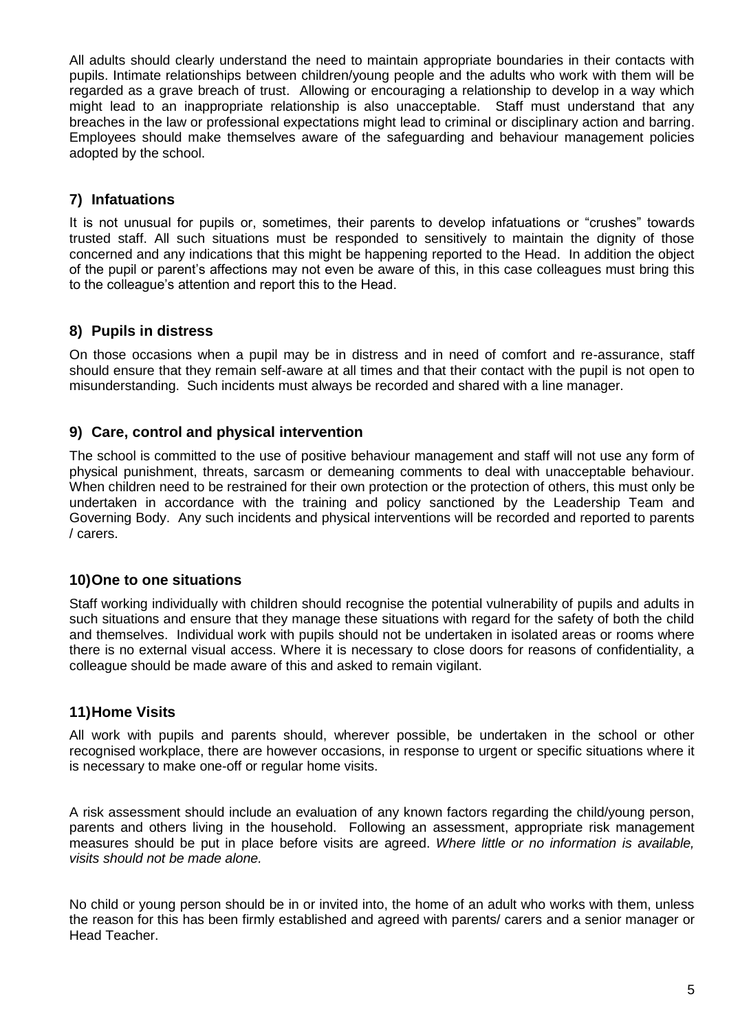All adults should clearly understand the need to maintain appropriate boundaries in their contacts with pupils. Intimate relationships between children/young people and the adults who work with them will be regarded as a grave breach of trust. Allowing or encouraging a relationship to develop in a way which might lead to an inappropriate relationship is also unacceptable. Staff must understand that any breaches in the law or professional expectations might lead to criminal or disciplinary action and barring. Employees should make themselves aware of the safeguarding and behaviour management policies adopted by the school.

### 7) Infatuations

It is not unusual for pupils or, sometimes, their parents to develop infatuations or "crushes" towards trusted staff. All such situations must be responded to sensitively to maintain the dignity of those concerned and any indications that this might be happening reported to the Head. In addition the object of the pupil or parent's affections may not even be aware of this, in this case colleagues must bring this to the colleague's attention and report this to the Head.

### 8) Pupils in distress

On those occasions when a pupil may be in distress and in need of comfort and re-assurance, staff should ensure that they remain self-aware at all times and that their contact with the pupil is not open to misunderstanding. Such incidents must always be recorded and shared with a line manager.

### 9) Care, control and physical intervention

The school is committed to the use of positive behaviour management and staff will not use any form of physical punishment, threats, sarcasm or demeaning comments to deal with unacceptable behaviour. When children need to be restrained for their own protection or the protection of others, this must only be undertaken in accordance with the training and policy sanctioned by the Leadership Team and Governing Body. Any such incidents and physical interventions will be recorded and reported to parents / carers.

### 10) One to one situations

Staff working individually with children should recognise the potential vulnerability of pupils and adults in such situations and ensure that they manage these situations with regard for the safety of both the child and themselves. Individual work with pupils should not be undertaken in isolated areas or rooms where there is no external visual access. Where it is necessary to close doors for reasons of confidentiality, a colleague should be made aware of this and asked to remain vigilant.

### 11) Home Visits

All work with pupils and parents should, wherever possible, be undertaken in the school or other recognised workplace, there are however occasions, in response to urgent or specific situations where it is necessary to make one-off or regular home visits.

A risk assessment should include an evaluation of any known factors regarding the child/young person, parents and others living in the household. Following an assessment, appropriate risk management measures should be put in place before visits are agreed. *Where little or no information is available, visits should not be made alone.*

No child or young person should be in or invited into, the home of an adult who works with them, unless the reason for this has been firmly established and agreed with parents/ carers and a senior manager or Head Teacher.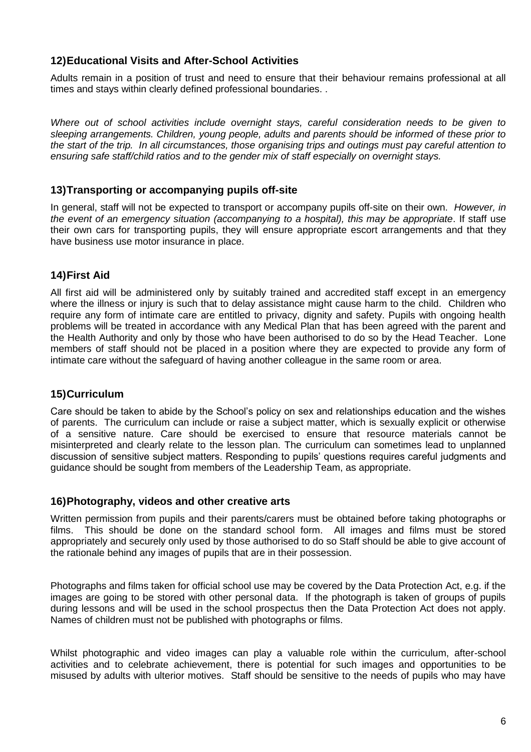## 12) Educational Visits and After-School Activities

Adults remain in a position of trust and need to ensure that their behaviour remains professional at all times and stays within clearly defined professional boundaries. .

*Where out of school activities include overnight stays, careful consideration needs to be given to sleeping arrangements. Children, young people, adults and parents should be informed of these prior to the start of the trip. In all circumstances, those organising trips and outings must pay careful attention to ensuring safe staff/child ratios and to the gender mix of staff especially on overnight stays.*

## 13) Transporting or accompanying pupils off-site

In general, staff will not be expected to transport or accompany pupils off-site on their own. *However, in the event of an emergency situation (accompanying to a hospital), this may be appropriate*. If staff use their own cars for transporting pupils, they will ensure appropriate escort arrangements and that they have business use motor insurance in place.

## 14) First Aid

All first aid will be administered only by suitably trained and accredited staff except in an emergency where the illness or injury is such that to delay assistance might cause harm to the child. Children who require any form of intimate care are entitled to privacy, dignity and safety. Pupils with ongoing health problems will be treated in accordance with any Medical Plan that has been agreed with the parent and the Health Authority and only by those who have been authorised to do so by the Head Teacher. Lone members of staff should not be placed in a position where they are expected to provide any form of intimate care without the safeguard of having another colleague in the same room or area.

## 15) Curriculum

Care should be taken to abide by the School's policy on sex and relationships education and the wishes of parents. The curriculum can include or raise a subject matter, which is sexually explicit or otherwise of a sensitive nature. Care should be exercised to ensure that resource materials cannot be misinterpreted and clearly relate to the lesson plan. The curriculum can sometimes lead to unplanned discussion of sensitive subject matters. Responding to pupils' questions requires careful judgments and guidance should be sought from members of the Leadership Team, as appropriate.

## 16) Photography, videos and other creative arts

Written permission from pupils and their parents/carers must be obtained before taking photographs or films. This should be done on the standard school form. All images and films must be stored appropriately and securely only used by those authorised to do so Staff should be able to give account of the rationale behind any images of pupils that are in their possession.

Photographs and films taken for official school use may be covered by the Data Protection Act, e.g. if the images are going to be stored with other personal data. If the photograph is taken of groups of pupils during lessons and will be used in the school prospectus then the Data Protection Act does not apply. Names of children must not be published with photographs or films.

Whilst photographic and video images can play a valuable role within the curriculum, after-school activities and to celebrate achievement, there is potential for such images and opportunities to be misused by adults with ulterior motives. Staff should be sensitive to the needs of pupils who may have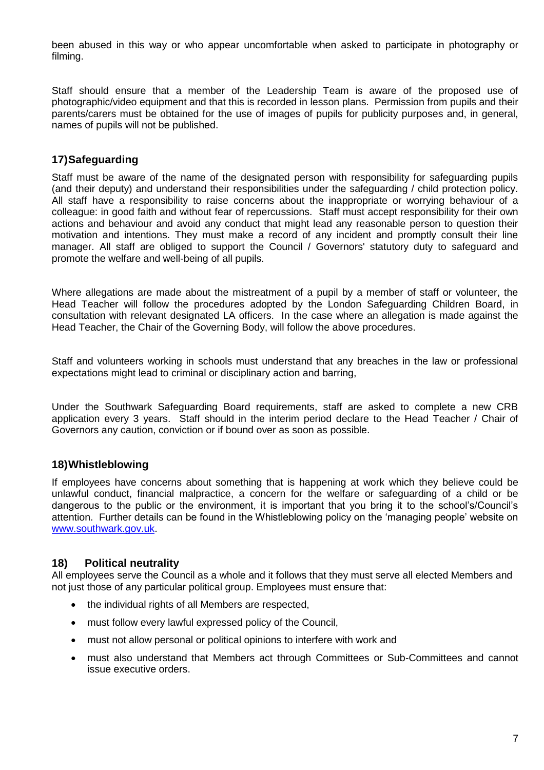been abused in this way or who appear uncomfortable when asked to participate in photography or filming.

Staff should ensure that a member of the Leadership Team is aware of the proposed use of photographic/video equipment and that this is recorded in lesson plans. Permission from pupils and their parents/carers must be obtained for the use of images of pupils for publicity purposes and, in general, names of pupils will not be published.

## 17) Safeguarding

Staff must be aware of the name of the designated person with responsibility for safeguarding pupils (and their deputy) and understand their responsibilities under the safeguarding / child protection policy. All staff have a responsibility to raise concerns about the inappropriate or worrying behaviour of a colleague: in good faith and without fear of repercussions. Staff must accept responsibility for their own actions and behaviour and avoid any conduct that might lead any reasonable person to question their motivation and intentions. They must make a record of any incident and promptly consult their line manager. All staff are obliged to support the Council / Governors' statutory duty to safeguard and promote the welfare and well-being of all pupils.

Where allegations are made about the mistreatment of a pupil by a member of staff or volunteer, the Head Teacher will follow the procedures adopted by the London Safeguarding Children Board, in consultation with relevant designated LA officers. In the case where an allegation is made against the Head Teacher, the Chair of the Governing Body, will follow the above procedures.

Staff and volunteers working in schools must understand that any breaches in the law or professional expectations might lead to criminal or disciplinary action and barring,

Under the Southwark Safeguarding Board requirements, staff are asked to complete a new CRB application every 3 years. Staff should in the interim period declare to the Head Teacher / Chair of Governors any caution, conviction or if bound over as soon as possible.

## 18) Whistleblowing

If employees have concerns about something that is happening at work which they believe could be unlawful conduct, financial malpractice, a concern for the welfare or safeguarding of a child or be dangerous to the public or the environment, it is important that you bring it to the school's/Council's attention. Further details can be found in the Whistleblowing policy on the 'managing people' website on www.southwark.gov.uk.

## 18) Political neutrality

All employees serve the Council as a whole and it follows that they must serve all elected Members and not just those of any particular political group. Employees must ensure that:

- the individual rights of all Members are respected,
- must follow every lawful expressed policy of the Council,
- must not allow personal or political opinions to interfere with work and
- must also understand that Members act through Committees or Sub-Committees and cannot issue executive orders.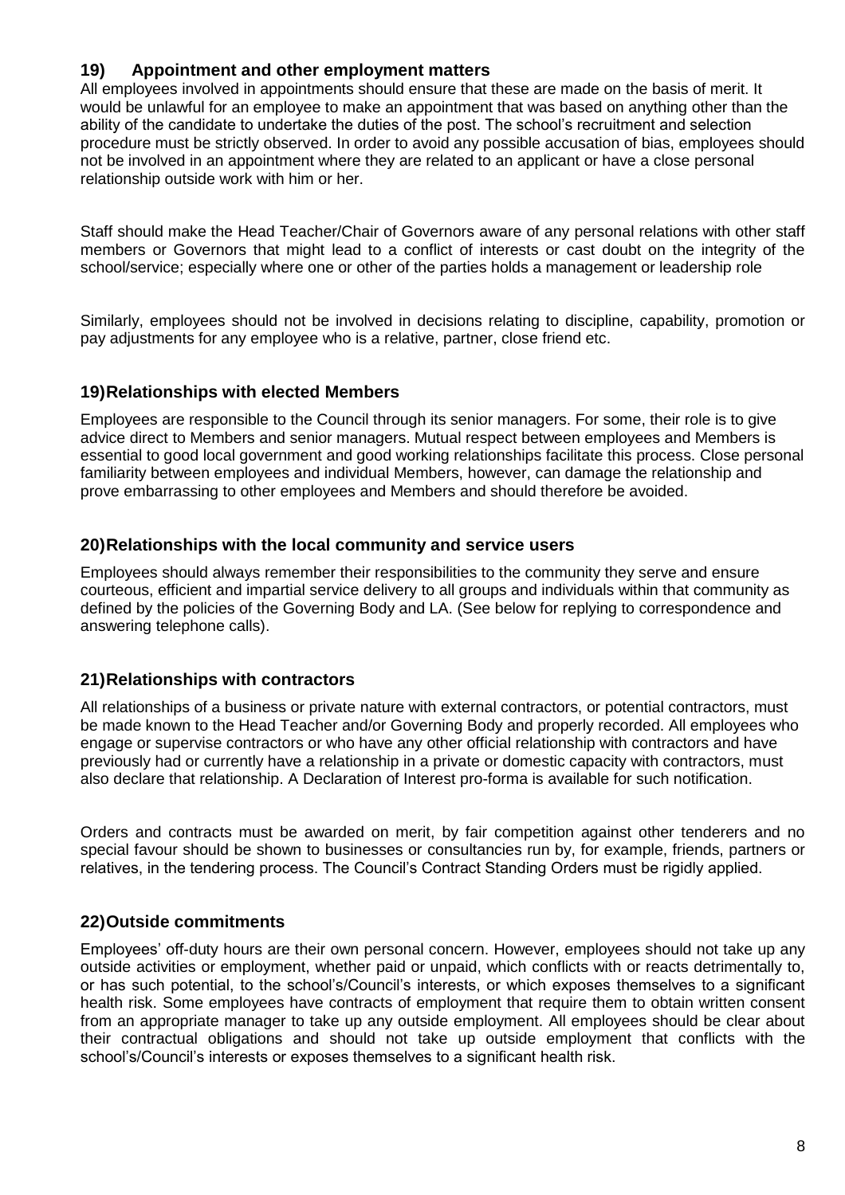## 19) Appointment and other employment matters

All employees involved in appointments should ensure that these are made on the basis of merit. It would be unlawful for an employee to make an appointment that was based on anything other than the ability of the candidate to undertake the duties of the post. The school's recruitment and selection procedure must be strictly observed. In order to avoid any possible accusation of bias, employees should not be involved in an appointment where they are related to an applicant or have a close personal relationship outside work with him or her.

Staff should make the Head Teacher/Chair of Governors aware of any personal relations with other staff members or Governors that might lead to a conflict of interests or cast doubt on the integrity of the school/service; especially where one or other of the parties holds a management or leadership role

Similarly, employees should not be involved in decisions relating to discipline, capability, promotion or pay adjustments for any employee who is a relative, partner, close friend etc.

## 19) Relationships with elected Members

Employees are responsible to the Council through its senior managers. For some, their role is to give advice direct to Members and senior managers. Mutual respect between employees and Members is essential to good local government and good working relationships facilitate this process. Close personal familiarity between employees and individual Members, however, can damage the relationship and prove embarrassing to other employees and Members and should therefore be avoided.

## 20) Relationships with the local community and service users

Employees should always remember their responsibilities to the community they serve and ensure courteous, efficient and impartial service delivery to all groups and individuals within that community as defined by the policies of the Governing Body and LA. (See below for replying to correspondence and answering telephone calls).

## 21) Relationships with contractors

All relationships of a business or private nature with external contractors, or potential contractors, must be made known to the Head Teacher and/or Governing Body and properly recorded. All employees who engage or supervise contractors or who have any other official relationship with contractors and have previously had or currently have a relationship in a private or domestic capacity with contractors, must also declare that relationship. A Declaration of Interest pro-forma is available for such notification.

Orders and contracts must be awarded on merit, by fair competition against other tenderers and no special favour should be shown to businesses or consultancies run by, for example, friends, partners or relatives, in the tendering process. The Council's Contract Standing Orders must be rigidly applied.

## 22) Outside commitments

Employees' off-duty hours are their own personal concern. However, employees should not take up any outside activities or employment, whether paid or unpaid, which conflicts with or reacts detrimentally to, or has such potential, to the school's/Council's interests, or which exposes themselves to a significant health risk. Some employees have contracts of employment that require them to obtain written consent from an appropriate manager to take up any outside employment. All employees should be clear about their contractual obligations and should not take up outside employment that conflicts with the school's/Council's interests or exposes themselves to a significant health risk.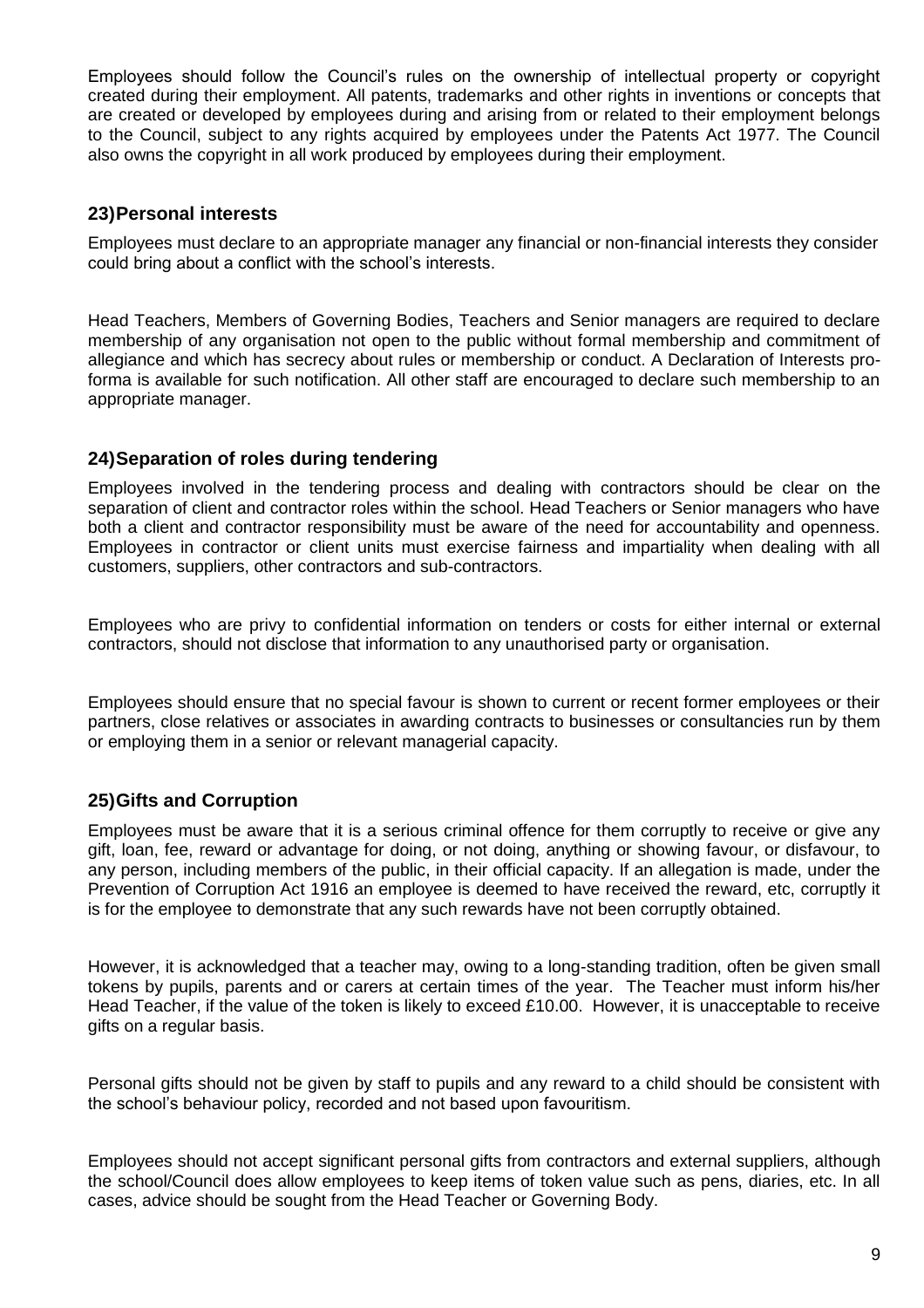Employees should follow the Council's rules on the ownership of intellectual property or copyright created during their employment. All patents, trademarks and other rights in inventions or concepts that are created or developed by employees during and arising from or related to their employment belongs to the Council, subject to any rights acquired by employees under the Patents Act 1977. The Council also owns the copyright in all work produced by employees during their employment.

## 23) Personal interests

Employees must declare to an appropriate manager any financial or non-financial interests they consider could bring about a conflict with the school's interests.

Head Teachers, Members of Governing Bodies, Teachers and Senior managers are required to declare membership of any organisation not open to the public without formal membership and commitment of allegiance and which has secrecy about rules or membership or conduct. A Declaration of Interests pro-forma is available for such notification. All other staff are encouraged to declare such membership to an appropriate manager.

## 24) Separation of roles during tendering

Employees involved in the tendering process and dealing with contractors should be clear on the separation of client and contractor roles within the school. Head Teachers or Senior managers who have both a client and contractor responsibility must be aware of the need for accountability and openness. Employees in contractor or client units must exercise fairness and impartiality when dealing with all customers, suppliers, other contractors and sub-contractors.

Employees who are privy to confidential information on tenders or costs for either internal or external contractors, should not disclose that information to any unauthorised party or organisation.

Employees should ensure that no special favour is shown to current or recent former employees or their partners, close relatives or associates in awarding contracts to businesses or consultancies run by them or employing them in a senior or relevant managerial capacity.

## 25) Gifts and Corruption

Employees must be aware that it is a serious criminal offence for them corruptly to receive or give any gift, loan, fee, reward or advantage for doing, or not doing, anything or showing favour, or disfavour, to any person, including members of the public, in their official capacity. If an allegation is made, under the Prevention of Corruption Act 1916 an employee is deemed to have received the reward, etc, corruptly it is for the employee to demonstrate that any such rewards have not been corruptly obtained.

However, it is acknowledged that a teacher may, owing to a long-standing tradition, often be given small tokens by pupils, parents and or carers at certain times of the year. The Teacher must inform his/her Head Teacher, if the value of the token is likely to exceed £10.00. However, it is unacceptable to receive gifts on a regular basis.

Personal gifts should not be given by staff to pupils and any reward to a child should be consistent with the school's behaviour policy, recorded and not based upon favouritism.

Employees should not accept significant personal gifts from contractors and external suppliers, although the school/Council does allow employees to keep items of token value such as pens, diaries, etc. In all cases, advice should be sought from the Head Teacher or Governing Body.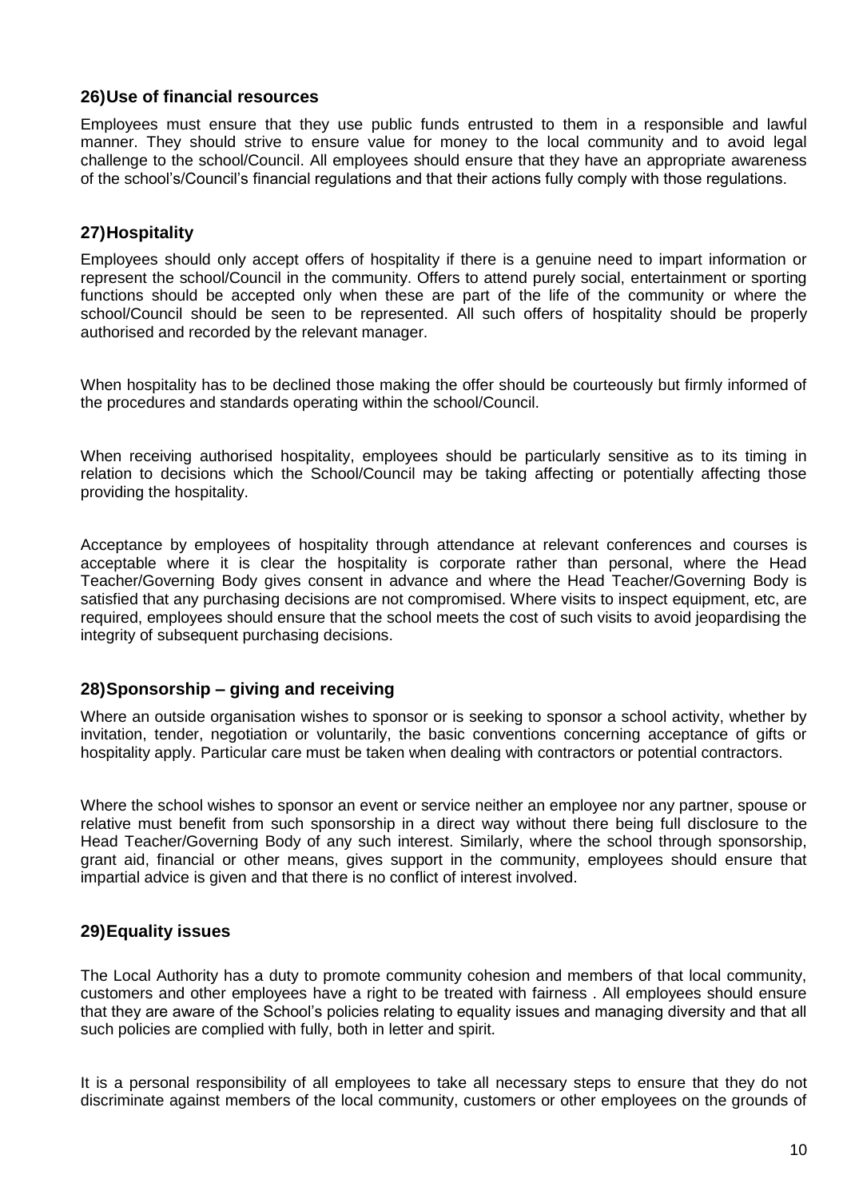## 26) Use of financial resources

Employees must ensure that they use public funds entrusted to them in a responsible and lawful manner. They should strive to ensure value for money to the local community and to avoid legal challenge to the school/Council. All employees should ensure that they have an appropriate awareness of the school's/Council's financial regulations and that their actions fully comply with those regulations.

## 27) Hospitality

Employees should only accept offers of hospitality if there is a genuine need to impart information or represent the school/Council in the community. Offers to attend purely social, entertainment or sporting functions should be accepted only when these are part of the life of the community or where the school/Council should be seen to be represented. All such offers of hospitality should be properly authorised and recorded by the relevant manager.

When hospitality has to be declined those making the offer should be courteously but firmly informed of the procedures and standards operating within the school/Council.

When receiving authorised hospitality, employees should be particularly sensitive as to its timing in relation to decisions which the School/Council may be taking affecting or potentially affecting those providing the hospitality.

Acceptance by employees of hospitality through attendance at relevant conferences and courses is acceptable where it is clear the hospitality is corporate rather than personal, where the Head Teacher/Governing Body gives consent in advance and where the Head Teacher/Governing Body is satisfied that any purchasing decisions are not compromised. Where visits to inspect equipment, etc, are required, employees should ensure that the school meets the cost of such visits to avoid jeopardising the integrity of subsequent purchasing decisions.

## 28) Sponsorship – giving and receiving

Where an outside organisation wishes to sponsor or is seeking to sponsor a school activity, whether by invitation, tender, negotiation or voluntarily, the basic conventions concerning acceptance of gifts or hospitality apply. Particular care must be taken when dealing with contractors or potential contractors.

Where the school wishes to sponsor an event or service neither an employee nor any partner, spouse or relative must benefit from such sponsorship in a direct way without there being full disclosure to the Head Teacher/Governing Body of any such interest. Similarly, where the school through sponsorship, grant aid, financial or other means, gives support in the community, employees should ensure that impartial advice is given and that there is no conflict of interest involved.

## 29) Equality issues

The Local Authority has a duty to promote community cohesion and members of that local community, customers and other employees have a right to be treated with fairness . All employees should ensure that they are aware of the School's policies relating to equality issues and managing diversity and that all such policies are complied with fully, both in letter and spirit.

It is a personal responsibility of all employees to take all necessary steps to ensure that they do not discriminate against members of the local community, customers or other employees on the grounds of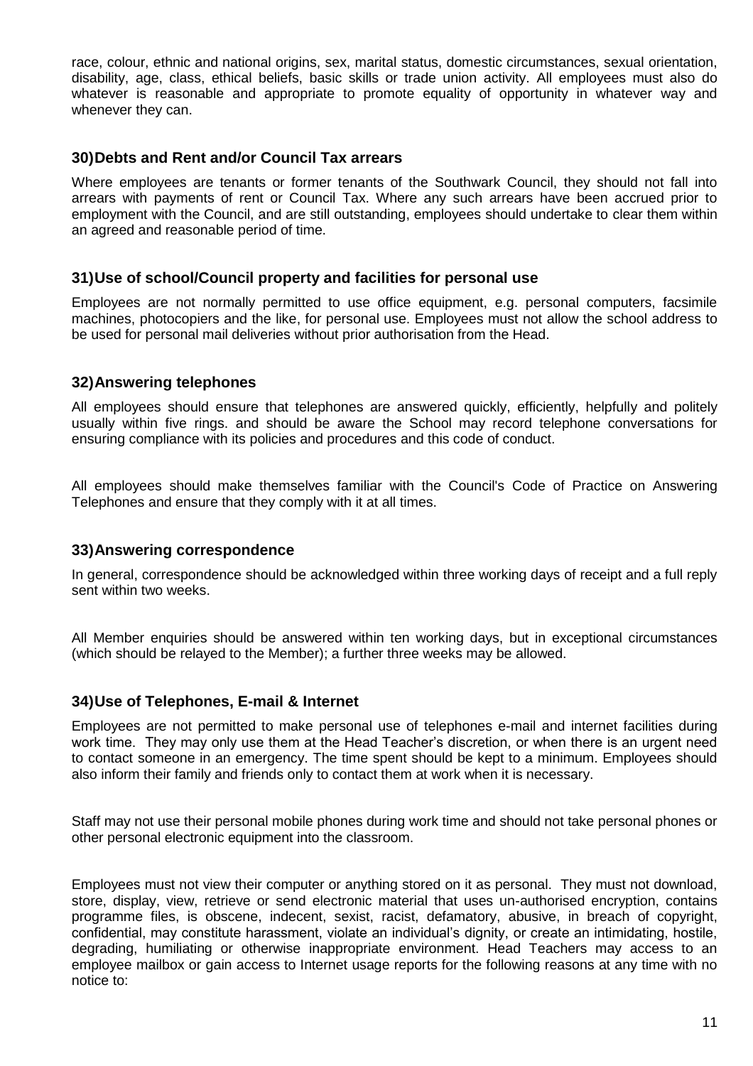race, colour, ethnic and national origins, sex, marital status, domestic circumstances, sexual orientation, disability, age, class, ethical beliefs, basic skills or trade union activity. All employees must also do whatever is reasonable and appropriate to promote equality of opportunity in whatever way and whenever they can.

### 30) Debts and Rent and/or Council Tax arrears

Where employees are tenants or former tenants of the Southwark Council, they should not fall into arrears with payments of rent or Council Tax. Where any such arrears have been accrued prior to employment with the Council, and are still outstanding, employees should undertake to clear them within an agreed and reasonable period of time.

### 31) Use of school/Council property and facilities for personal use

Employees are not normally permitted to use office equipment, e.g. personal computers, facsimile machines, photocopiers and the like, for personal use. Employees must not allow the school address to be used for personal mail deliveries without prior authorisation from the Head.

### 32) Answering telephones

All employees should ensure that telephones are answered quickly, efficiently, helpfully and politely usually within five rings. and should be aware the School may record telephone conversations for ensuring compliance with its policies and procedures and this code of conduct.

All employees should make themselves familiar with the Council's Code of Practice on Answering Telephones and ensure that they comply with it at all times.

### 33) Answering correspondence

In general, correspondence should be acknowledged within three working days of receipt and a full reply sent within two weeks.

All Member enquiries should be answered within ten working days, but in exceptional circumstances (which should be relayed to the Member); a further three weeks may be allowed.

### 34) Use of Telephones, E-mail & Internet

Employees are not permitted to make personal use of telephones e-mail and internet facilities during work time. They may only use them at the Head Teacher's discretion, or when there is an urgent need to contact someone in an emergency. The time spent should be kept to a minimum. Employees should also inform their family and friends only to contact them at work when it is necessary.

Staff may not use their personal mobile phones during work time and should not take personal phones or other personal electronic equipment into the classroom.

Employees must not view their computer or anything stored on it as personal. They must not download, store, display, view, retrieve or send electronic material that uses un-authorised encryption, contains programme files, is obscene, indecent, sexist, racist, defamatory, abusive, in breach of copyright, confidential, may constitute harassment, violate an individual's dignity, or create an intimidating, hostile, degrading, humiliating or otherwise inappropriate environment. Head Teachers may access to an employee mailbox or gain access to Internet usage reports for the following reasons at any time with no notice to: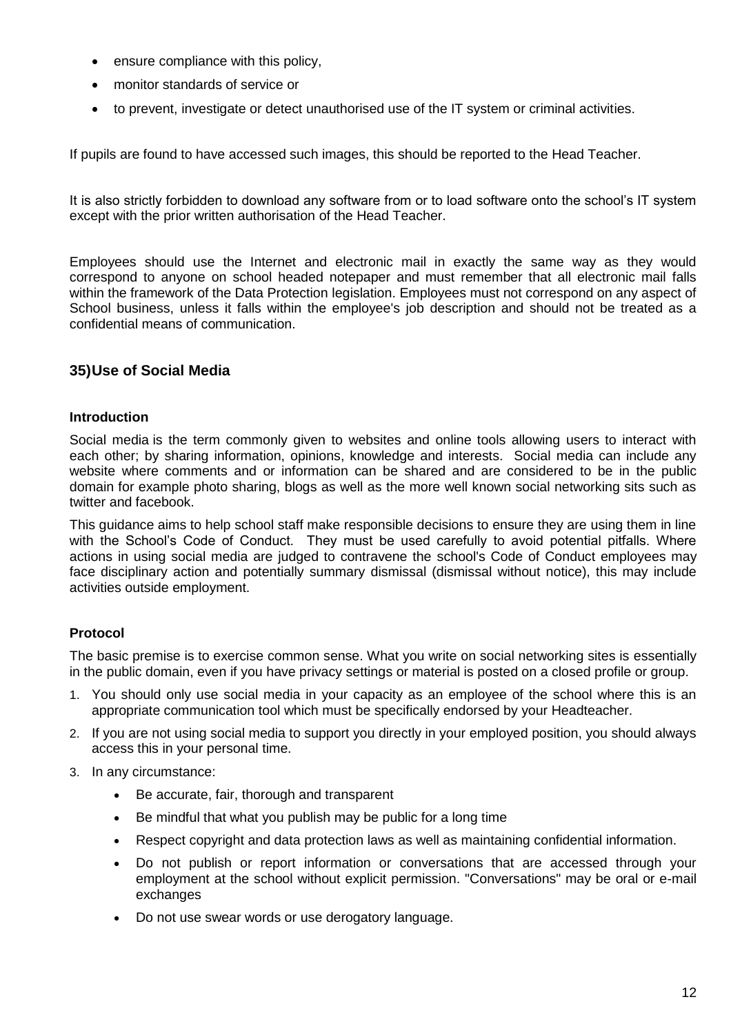- ensure compliance with this policy,
- monitor standards of service or
- to prevent, investigate or detect unauthorised use of the IT system or criminal activities.

If pupils are found to have accessed such images, this should be reported to the Head Teacher.

It is also strictly forbidden to download any software from or to load software onto the school's IT system except with the prior written authorisation of the Head Teacher.

Employees should use the Internet and electronic mail in exactly the same way as they would correspond to anyone on school headed notepaper and must remember that all electronic mail falls within the framework of the Data Protection legislation. Employees must not correspond on any aspect of School business, unless it falls within the employee's job description and should not be treated as a confidential means of communication.

## 35)Use of Social Media

**Introduction**

Social media is the term commonly given to websites and online tools allowing users to interact with each other; by sharing information, opinions, knowledge and interests. Social media can include any website where comments and or information can be shared and are considered to be in the public domain for example photo sharing, blogs as well as the more well known social networking sits such as twitter and facebook.

This guidance aims to help school staff make responsible decisions to ensure they are using them in line with the School's Code of Conduct. They must be used carefully to avoid potential pitfalls. Where actions in using social media are judged to contravene the school's Code of Conduct employees may face disciplinary action and potentially summary dismissal (dismissal without notice), this may include activities outside employment.

**Protocol**

The basic premise is to exercise common sense. What you write on social networking sites is essentially in the public domain, even if you have privacy settings or material is posted on a closed profile or group.

1. You should only use social media in your capacity as an employee of the school where this is an appropriate communication tool which must be specifically endorsed by your Headteacher.
2. If you are not using social media to support you directly in your employed position, you should always access this in your personal time.
3. In any circumstance:
   - Be accurate, fair, thorough and transparent
   - Be mindful that what you publish may be public for a long time
   - Respect copyright and data protection laws as well as maintaining confidential information.
   - Do not publish or report information or conversations that are accessed through your employment at the school without explicit permission. "Conversations" may be oral or e-mail exchanges
   - Do not use swear words or use derogatory language.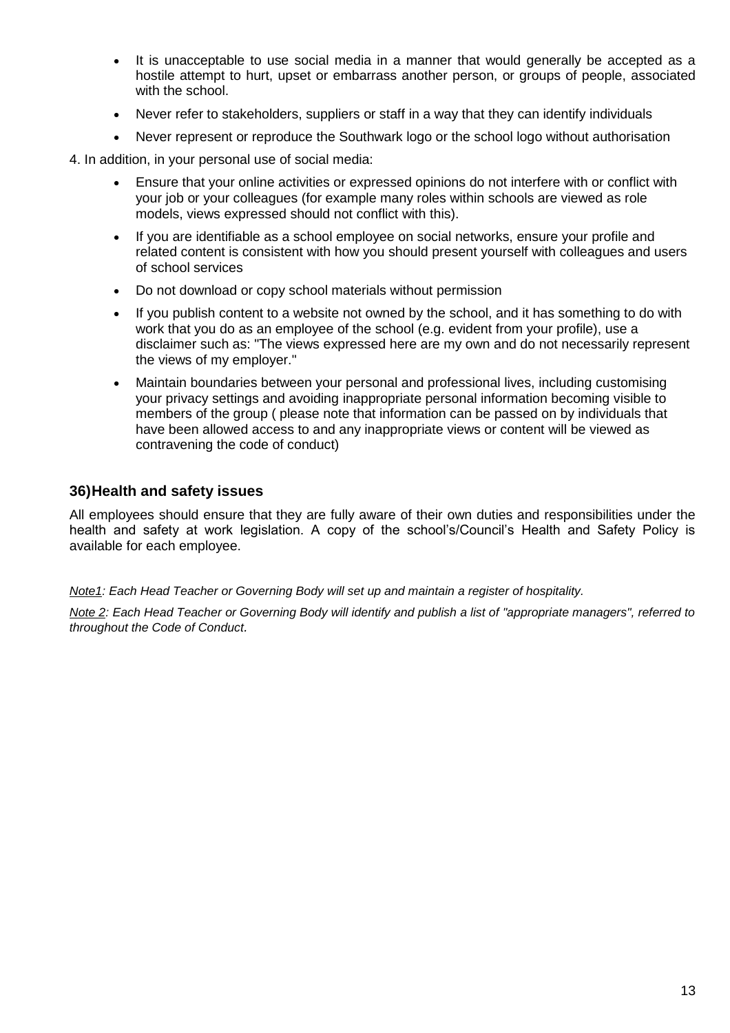- It is unacceptable to use social media in a manner that would generally be accepted as a hostile attempt to hurt, upset or embarrass another person, or groups of people, associated with the school.
- Never refer to stakeholders, suppliers or staff in a way that they can identify individuals
- Never represent or reproduce the Southwark logo or the school logo without authorisation

4. In addition, in your personal use of social media:

- Ensure that your online activities or expressed opinions do not interfere with or conflict with your job or your colleagues (for example many roles within schools are viewed as role models, views expressed should not conflict with this).
- If you are identifiable as a school employee on social networks, ensure your profile and related content is consistent with how you should present yourself with colleagues and users of school services
- Do not download or copy school materials without permission
- If you publish content to a website not owned by the school, and it has something to do with work that you do as an employee of the school (e.g. evident from your profile), use a disclaimer such as: "The views expressed here are my own and do not necessarily represent the views of my employer."
- Maintain boundaries between your personal and professional lives, including customising your privacy settings and avoiding inappropriate personal information becoming visible to members of the group ( please note that information can be passed on by individuals that have been allowed access to and any inappropriate views or content will be viewed as contravening the code of conduct)

## 36) Health and safety issues

All employees should ensure that they are fully aware of their own duties and responsibilities under the health and safety at work legislation. A copy of the school's/Council's Health and Safety Policy is available for each employee.

*Note1: Each Head Teacher or Governing Body will set up and maintain a register of hospitality.*

*Note 2: Each Head Teacher or Governing Body will identify and publish a list of "appropriate managers", referred to throughout the Code of Conduct.*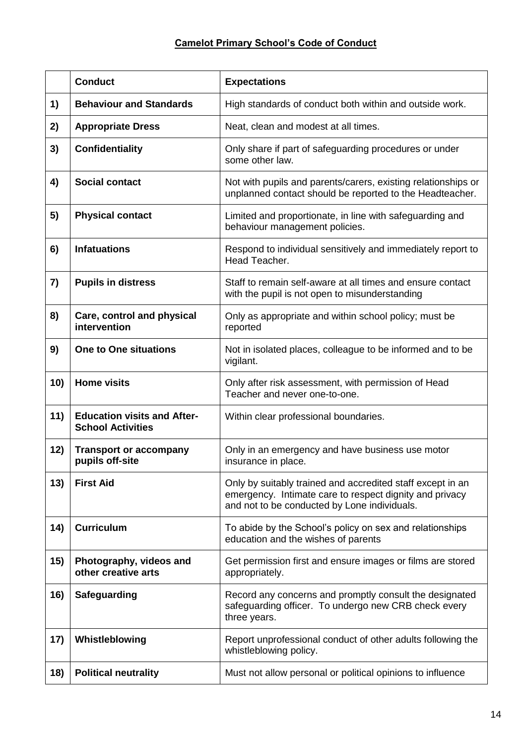**Camelot Primary School's Code of Conduct**

| | Conduct | Expectations |
|---|---|---|
| 1) | **Behaviour and Standards** | High standards of conduct both within and outside work. |
| 2) | **Appropriate Dress** | Neat, clean and modest at all times. |
| 3) | **Confidentiality** | Only share if part of safeguarding procedures or under some other law. |
| 4) | **Social contact** | Not with pupils and parents/carers, existing relationships or unplanned contact should be reported to the Headteacher. |
| 5) | **Physical contact** | Limited and proportionate, in line with safeguarding and behaviour management policies. |
| 6) | **Infatuations** | Respond to individual sensitively and immediately report to Head Teacher. |
| 7) | **Pupils in distress** | Staff to remain self-aware at all times and ensure contact with the pupil is not open to misunderstanding |
| 8) | **Care, control and physical intervention** | Only as appropriate and within school policy; must be reported |
| 9) | **One to One situations** | Not in isolated places, colleague to be informed and to be vigilant. |
| 10) | **Home visits** | Only after risk assessment, with permission of Head Teacher and never one-to-one. |
| 11) | **Education visits and After-School Activities** | Within clear professional boundaries. |
| 12) | **Transport or accompany pupils off-site** | Only in an emergency and have business use motor insurance in place. |
| 13) | **First Aid** | Only by suitably trained and accredited staff except in an emergency. Intimate care to respect dignity and privacy and not to be conducted by Lone individuals. |
| 14) | **Curriculum** | To abide by the School's policy on sex and relationships education and the wishes of parents |
| 15) | **Photography, videos and other creative arts** | Get permission first and ensure images or films are stored appropriately. |
| 16) | **Safeguarding** | Record any concerns and promptly consult the designated safeguarding officer. To undergo new CRB check every three years. |
| 17) | **Whistleblowing** | Report unprofessional conduct of other adults following the whistleblowing policy. |
| 18) | **Political neutrality** | Must not allow personal or political opinions to influence |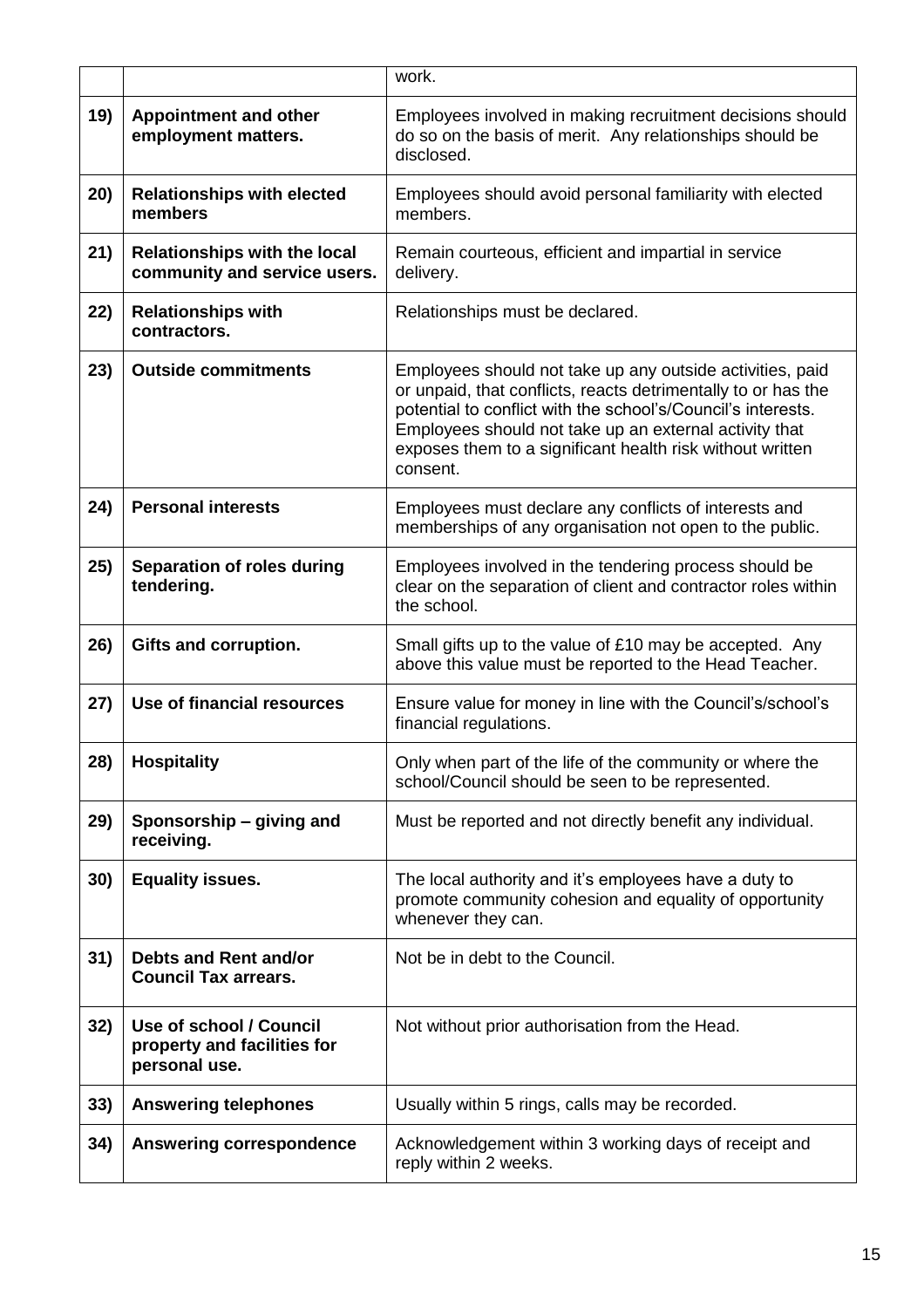| | | |
|---|---|---|
| | | work. |
| **19)** | **Appointment and other employment matters.** | Employees involved in making recruitment decisions should do so on the basis of merit. Any relationships should be disclosed. |
| **20)** | **Relationships with elected members** | Employees should avoid personal familiarity with elected members. |
| **21)** | **Relationships with the local community and service users.** | Remain courteous, efficient and impartial in service delivery. |
| **22)** | **Relationships with contractors.** | Relationships must be declared. |
| **23)** | **Outside commitments** | Employees should not take up any outside activities, paid or unpaid, that conflicts, reacts detrimentally to or has the potential to conflict with the school's/Council's interests. Employees should not take up an external activity that exposes them to a significant health risk without written consent. |
| **24)** | **Personal interests** | Employees must declare any conflicts of interests and memberships of any organisation not open to the public. |
| **25)** | **Separation of roles during tendering.** | Employees involved in the tendering process should be clear on the separation of client and contractor roles within the school. |
| **26)** | **Gifts and corruption.** | Small gifts up to the value of £10 may be accepted. Any above this value must be reported to the Head Teacher. |
| **27)** | **Use of financial resources** | Ensure value for money in line with the Council's/school's financial regulations. |
| **28)** | **Hospitality** | Only when part of the life of the community or where the school/Council should be seen to be represented. |
| **29)** | **Sponsorship – giving and receiving.** | Must be reported and not directly benefit any individual. |
| **30)** | **Equality issues.** | The local authority and it's employees have a duty to promote community cohesion and equality of opportunity whenever they can. |
| **31)** | **Debts and Rent and/or Council Tax arrears.** | Not be in debt to the Council. |
| **32)** | **Use of school / Council property and facilities for personal use.** | Not without prior authorisation from the Head. |
| **33)** | **Answering telephones** | Usually within 5 rings, calls may be recorded. |
| **34)** | **Answering correspondence** | Acknowledgement within 3 working days of receipt and reply within 2 weeks. |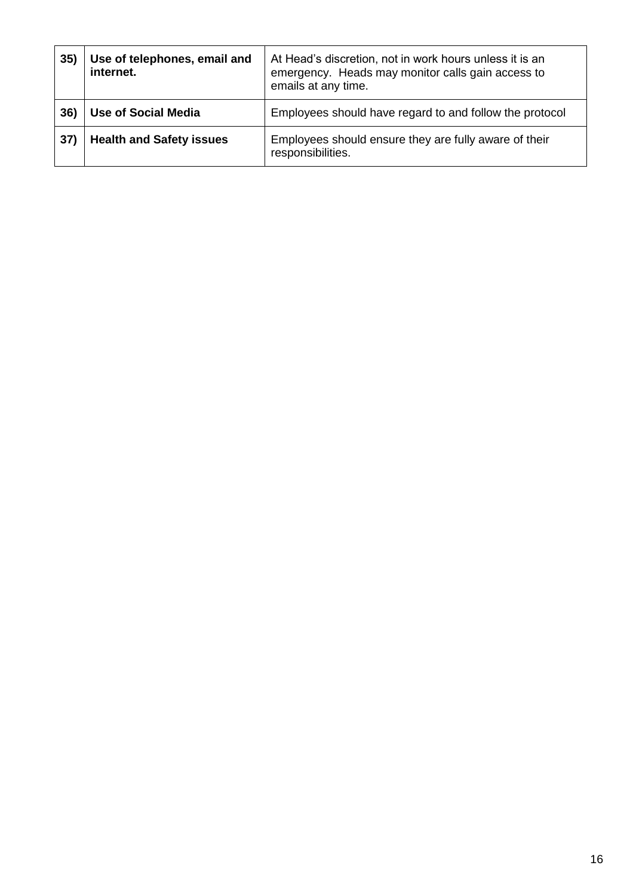| | | |
|---|---|---|
| **35)** | **Use of telephones, email and internet.** | At Head's discretion, not in work hours unless it is an emergency. Heads may monitor calls gain access to emails at any time. |
| **36)** | **Use of Social Media** | Employees should have regard to and follow the protocol |
| **37)** | **Health and Safety issues** | Employees should ensure they are fully aware of their responsibilities. |